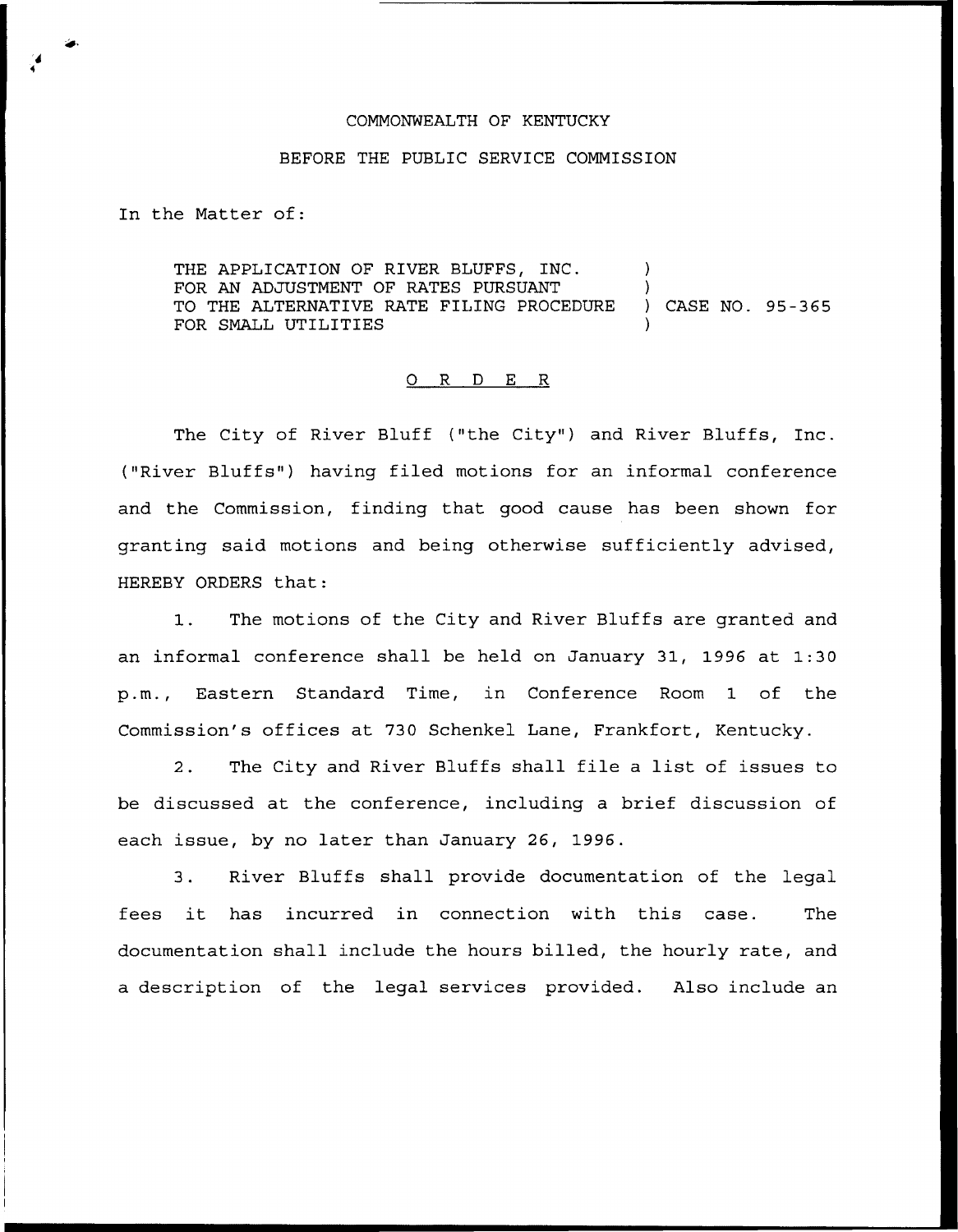COMMONWEALTH OF KENTUCKY

BEFORE THE PUBLIC SERVICE COMMISSION

In the Matter of:

THE APPLICATION OF RIVER BLUFFS, INC. FOR AN ADJUSTMENT OF RATES PURSUANT TO THE ALTERNATIVE RATE FILING PROCEDURE FOR SMALL UTILITIES ) CASE NO. 95-365

O R D E R

The City of River Bluff ("the City") and River Bluffs, Inc. ("River Bluffs") having filed motions for an informal conference and the Commission, finding that good cause has been shown for granting said motions and being otherwise sufficiently advised, HEREBY ORDERS that:

1. The motions of the City and River Bluffs are granted and an informal conference shall be held on January 31, 1996 at 1:30 p.m., Eastern Standard Time, in Conference Room 1 of the Commission's offices at 730 Schenkel Lane, Frankfort, Kentucky.

2. The City and River Bluffs shall file a list of issues to be discussed at the conference, including a brief discussion of each issue, by no later than January 26, 1996.

3. River Bluffs shall provide documentation of the legal fees it has incurred in connection with this case. The documentation shall include the hours billed, the hourly rate, and a description of the legal services provided. Also include an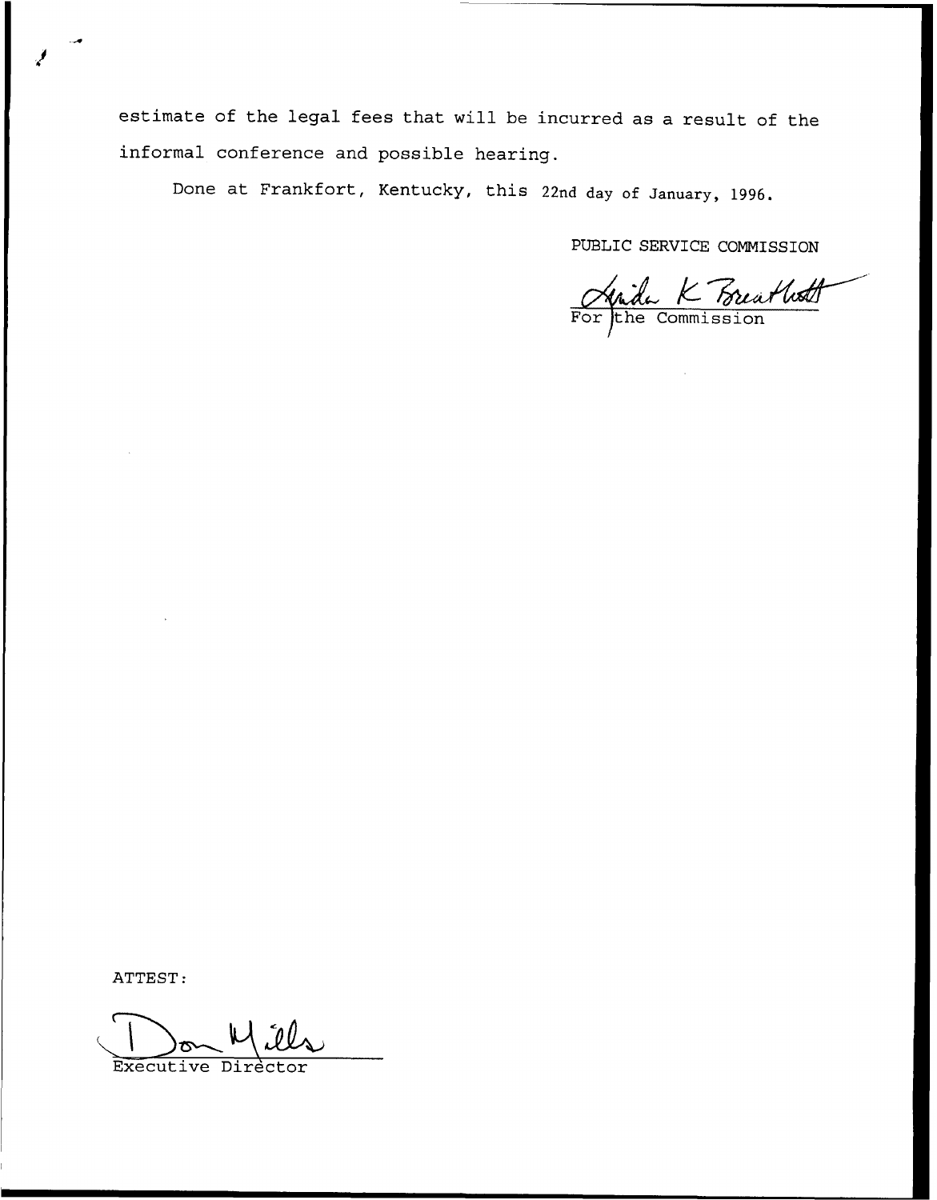estimate of the legal fees that will be incurred as a result of the informal conference and possible hearing.

Done at Frankfort, Kentucky, this 22nd day of January, 1996.

PUBLIC SERVICE COMMISSION

For the Commission

ATTEST:

Executive Director